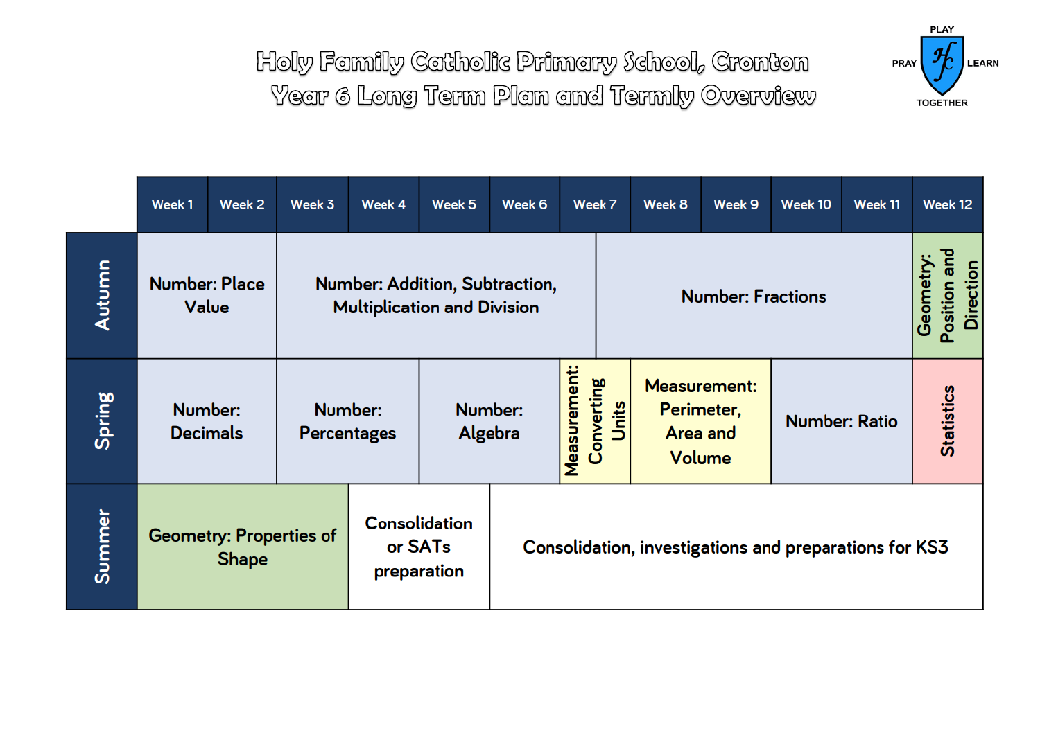# Holy Family Catholic Primary School, Cronton

## Year 6 Long Term Plan and Termly Overview

PLAY · PRAY · LEARN · TOGETHER

| | Week 1 | Week 2 | Week 3 | Week 4 | Week 5 | Week 6 | Week 7 | Week 8 | Week 9 | Week 10 | Week 11 | Week 12 |
|---|---|---|---|---|---|---|---|---|---|---|---|---|
| **Autumn** | Number: Place Value | | Number: Addition, Subtraction, Multiplication and Division | | | | | Number: Fractions | | | | Geometry: Position and Direction |
| **Spring** | Number: Decimals | | Number: Percentages | | Number: Algebra | | Measurement: Converting Units | Measurement: Perimeter, Area and Volume | | Number: Ratio | | Statistics |
| **Summer** | Geometry: Properties of Shape | | | Consolidation or SATs preparation | | Consolidation, investigations and preparations for KS3 | | | | | | |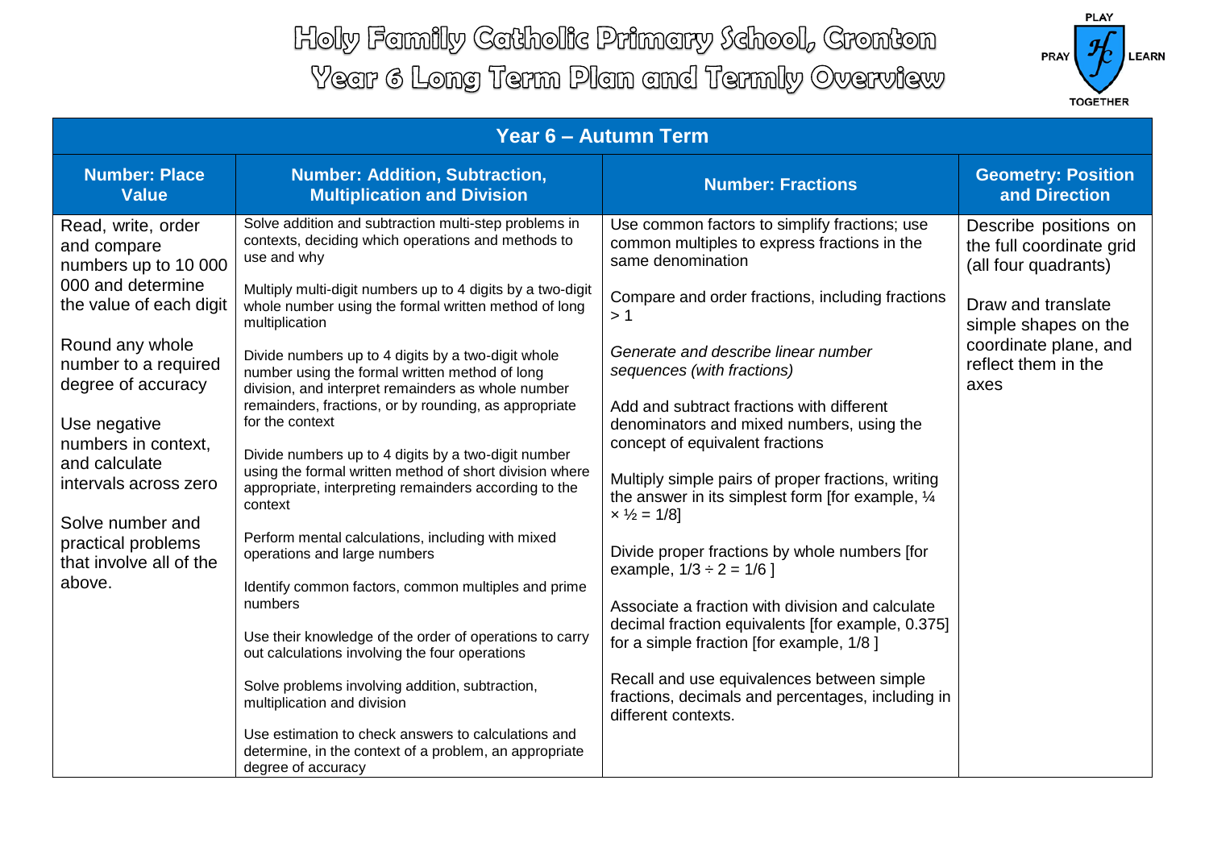# Holy Family Catholic Primary School, Cronton

## Year 6 Long Term Plan and Termly Overview

PLAY PRAY LEARN TOGETHER

| Year 6 – Autumn Term | | | |
|---|---|---|---|
| **Number: Place Value** | **Number: Addition, Subtraction, Multiplication and Division** | **Number: Fractions** | **Geometry: Position and Direction** |
| Read, write, order and compare numbers up to 10 000 000 and determine the value of each digit<br><br>Round any whole number to a required degree of accuracy<br><br>Use negative numbers in context, and calculate intervals across zero<br><br>Solve number and practical problems that involve all of the above. | Solve addition and subtraction multi-step problems in contexts, deciding which operations and methods to use and why<br><br>Multiply multi-digit numbers up to 4 digits by a two-digit whole number using the formal written method of long multiplication<br><br>Divide numbers up to 4 digits by a two-digit whole number using the formal written method of long division, and interpret remainders as whole number remainders, fractions, or by rounding, as appropriate for the context<br><br>Divide numbers up to 4 digits by a two-digit number using the formal written method of short division where appropriate, interpreting remainders according to the context<br><br>Perform mental calculations, including with mixed operations and large numbers<br><br>Identify common factors, common multiples and prime numbers<br><br>Use their knowledge of the order of operations to carry out calculations involving the four operations<br><br>Solve problems involving addition, subtraction, multiplication and division<br><br>Use estimation to check answers to calculations and determine, in the context of a problem, an appropriate degree of accuracy | Use common factors to simplify fractions; use common multiples to express fractions in the same denomination<br><br>Compare and order fractions, including fractions > 1<br><br>*Generate and describe linear number sequences (with fractions)*<br><br>Add and subtract fractions with different denominators and mixed numbers, using the concept of equivalent fractions<br><br>Multiply simple pairs of proper fractions, writing the answer in its simplest form [for example, $\frac{1}{4} \times \frac{1}{2} = \frac{1}{8}$]<br><br>Divide proper fractions by whole numbers [for example, $\frac{1}{3} \div 2 = \frac{1}{6}$ ]<br><br>Associate a fraction with division and calculate decimal fraction equivalents [for example, 0.375] for a simple fraction [for example, $\frac{1}{8}$ ]<br><br>Recall and use equivalences between simple fractions, decimals and percentages, including in different contexts. | Describe positions on the full coordinate grid (all four quadrants)<br><br>Draw and translate simple shapes on the coordinate plane, and reflect them in the axes |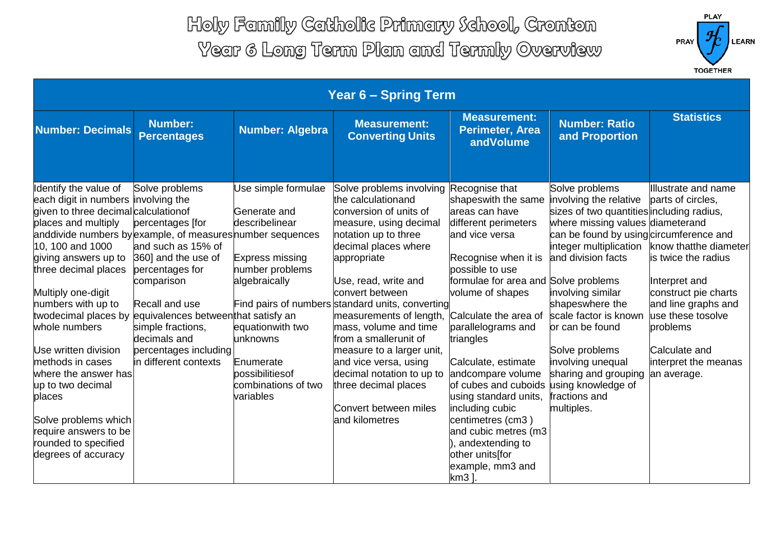# Holy Family Catholic Primary School, Cronton
# Year 6 Long Term Plan and Termly Overview

PLAY PRAY LEARN TOGETHER

| Year 6 – Spring Term | | | | | | |
|---|---|---|---|---|---|---|
| **Number: Decimals** | **Number: Percentages** | **Number: Algebra** | **Measurement: Converting Units** | **Measurement: Perimeter, Area andVolume** | **Number: Ratio and Proportion** | **Statistics** |
| Identify the value of each digit in numbers given to three decimal places and multiply anddivide numbers by 10, 100 and 1000 giving answers up to three decimal places<br><br>Multiply one-digit numbers with up to twodecimal places by whole numbers<br><br>Use written division methods in cases where the answer has up to two decimal places<br><br>Solve problems which require answers to be rounded to specified degrees of accuracy | Solve problems involving the calculationof percentages [for example, of measures and such as 15% of 360] and the use of percentages for comparison<br><br>Recall and use equivalences between simple fractions, decimals and percentages including in different contexts | Use simple formulae<br><br>Generate and describelinear number sequences<br><br>Express missing number problems algebraically<br><br>Find pairs of numbers that satisfy an equationwith two unknowns<br><br>Enumerate possibilitiesof combinations of two variables | Solve problems involving the calculationand conversion of units of measure, using decimal notation up to three decimal places where appropriate<br><br>Use, read, write and convert between standard units, converting measurements of length, mass, volume and time from a smallerunit of measure to a larger unit, and vice versa, using decimal notation to up to three decimal places<br><br>Convert between miles and kilometres | Recognise that shapeswith the same areas can have different perimeters and vice versa<br><br>Recognise when it is possible to use formulae for area and volume of shapes<br><br>Calculate the area of parallelograms and triangles<br><br>Calculate, estimate andcompare volume of cubes and cuboids using standard units, including cubic centimetres (cm3 ) and cubic metres (m3 ), andextending to other units[for example, mm3 and km3 ]. | Solve problems involving the relative sizes of two quantities where missing values can be found by using integer multiplication and division facts<br><br>Solve problems involving similar shapeswhere the scale factor is known or can be found<br><br>Solve problems involving unequal sharing and grouping using knowledge of fractions and multiples. | Illustrate and name parts of circles, including radius, diameterand circumference and know thatthe diameter is twice the radius<br><br>Interpret and construct pie charts and line graphs and use these tosolve problems<br><br>Calculate and interpret the meanas an average. |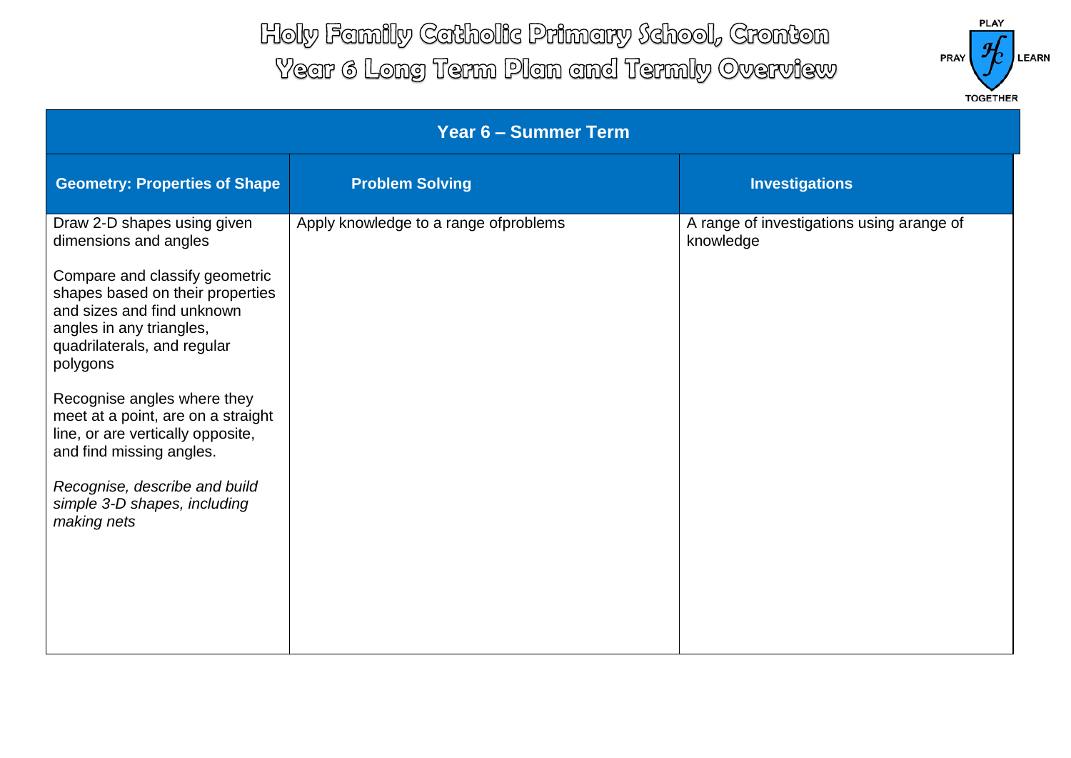# Holy Family Catholic Primary School, Cronton
# Year 6 Long Term Plan and Termly Overview

PLAY
PRAY LEARN
TOGETHER

| Year 6 – Summer Term | | |
|---|---|---|
| **Geometry: Properties of Shape** | **Problem Solving** | **Investigations** |
| Draw 2-D shapes using given dimensions and angles<br><br>Compare and classify geometric shapes based on their properties and sizes and find unknown angles in any triangles, quadrilaterals, and regular polygons<br><br>Recognise angles where they meet at a point, are on a straight line, or are vertically opposite, and find missing angles.<br><br>*Recognise, describe and build simple 3-D shapes, including making nets* | Apply knowledge to a range ofproblems | A range of investigations using arange of knowledge |